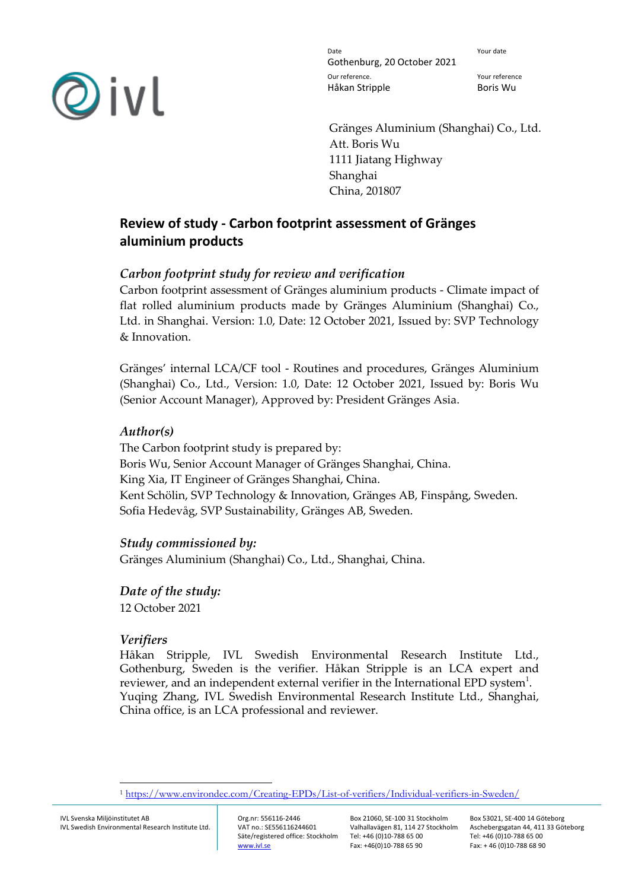| Date | Your date |
| --- | --- |
| Gothenburg, 20 October 2021 | |
| Our reference. | Your reference |
| Håkan Stripple | Boris Wu |

Gränges Aluminium (Shanghai) Co., Ltd.
Att. Boris Wu
1111 Jiatang Highway
Shanghai
China, 201807

# Review of study - Carbon footprint assessment of Gränges aluminium products

## *Carbon footprint study for review and verification*

Carbon footprint assessment of Gränges aluminium products - Climate impact of flat rolled aluminium products made by Gränges Aluminium (Shanghai) Co., Ltd. in Shanghai. Version: 1.0, Date: 12 October 2021, Issued by: SVP Technology & Innovation.

Gränges' internal LCA/CF tool - Routines and procedures, Gränges Aluminium (Shanghai) Co., Ltd., Version: 1.0, Date: 12 October 2021, Issued by: Boris Wu (Senior Account Manager), Approved by: President Gränges Asia.

## *Author(s)*

The Carbon footprint study is prepared by:
Boris Wu, Senior Account Manager of Gränges Shanghai, China.
King Xia, IT Engineer of Gränges Shanghai, China.
Kent Schölin, SVP Technology & Innovation, Gränges AB, Finspång, Sweden.
Sofia Hedevåg, SVP Sustainability, Gränges AB, Sweden.

## *Study commissioned by:*

Gränges Aluminium (Shanghai) Co., Ltd., Shanghai, China.

## *Date of the study:*

12 October 2021

## *Verifiers*

Håkan Stripple, IVL Swedish Environmental Research Institute Ltd., Gothenburg, Sweden is the verifier. Håkan Stripple is an LCA expert and reviewer, and an independent external verifier in the International EPD system[1].
Yuqing Zhang, IVL Swedish Environmental Research Institute Ltd., Shanghai, China office, is an LCA professional and reviewer.

---

[1] https://www.environdec.com/Creating-EPDs/List-of-verifiers/Individual-verifiers-in-Sweden/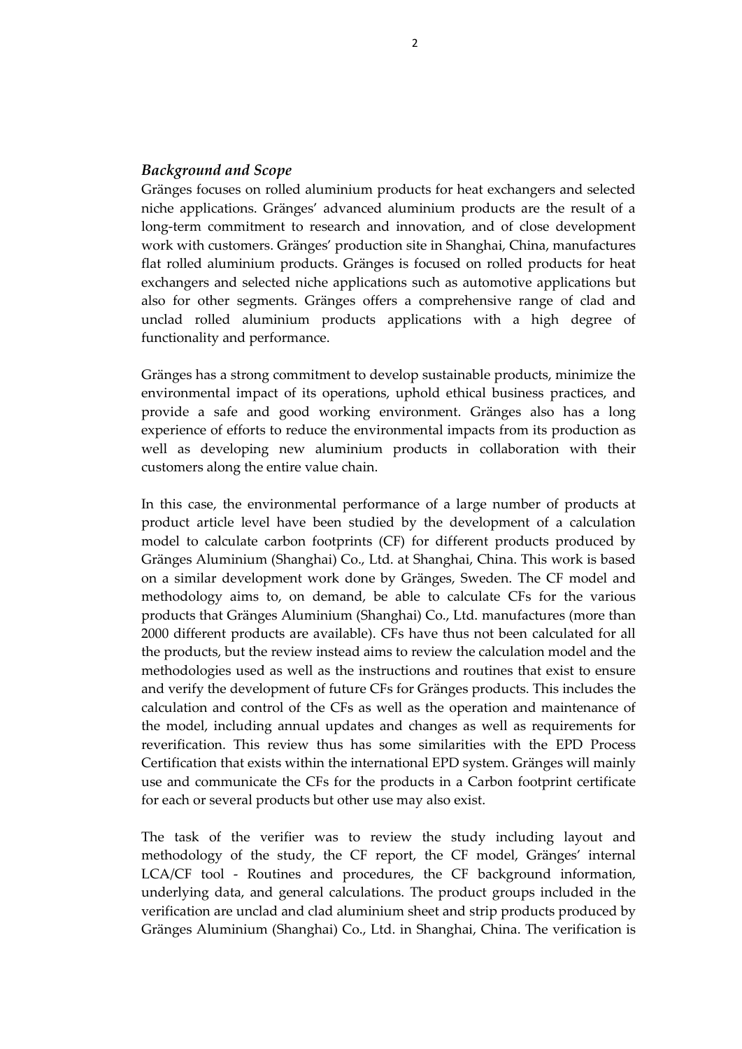### *Background and Scope*

Gränges focuses on rolled aluminium products for heat exchangers and selected niche applications. Gränges' advanced aluminium products are the result of a long-term commitment to research and innovation, and of close development work with customers. Gränges' production site in Shanghai, China, manufactures flat rolled aluminium products. Gränges is focused on rolled products for heat exchangers and selected niche applications such as automotive applications but also for other segments. Gränges offers a comprehensive range of clad and unclad rolled aluminium products applications with a high degree of functionality and performance.

Gränges has a strong commitment to develop sustainable products, minimize the environmental impact of its operations, uphold ethical business practices, and provide a safe and good working environment. Gränges also has a long experience of efforts to reduce the environmental impacts from its production as well as developing new aluminium products in collaboration with their customers along the entire value chain.

In this case, the environmental performance of a large number of products at product article level have been studied by the development of a calculation model to calculate carbon footprints (CF) for different products produced by Gränges Aluminium (Shanghai) Co., Ltd. at Shanghai, China. This work is based on a similar development work done by Gränges, Sweden. The CF model and methodology aims to, on demand, be able to calculate CFs for the various products that Gränges Aluminium (Shanghai) Co., Ltd. manufactures (more than 2000 different products are available). CFs have thus not been calculated for all the products, but the review instead aims to review the calculation model and the methodologies used as well as the instructions and routines that exist to ensure and verify the development of future CFs for Gränges products. This includes the calculation and control of the CFs as well as the operation and maintenance of the model, including annual updates and changes as well as requirements for reverification. This review thus has some similarities with the EPD Process Certification that exists within the international EPD system. Gränges will mainly use and communicate the CFs for the products in a Carbon footprint certificate for each or several products but other use may also exist.

The task of the verifier was to review the study including layout and methodology of the study, the CF report, the CF model, Gränges' internal LCA/CF tool - Routines and procedures, the CF background information, underlying data, and general calculations. The product groups included in the verification are unclad and clad aluminium sheet and strip products produced by Gränges Aluminium (Shanghai) Co., Ltd. in Shanghai, China. The verification is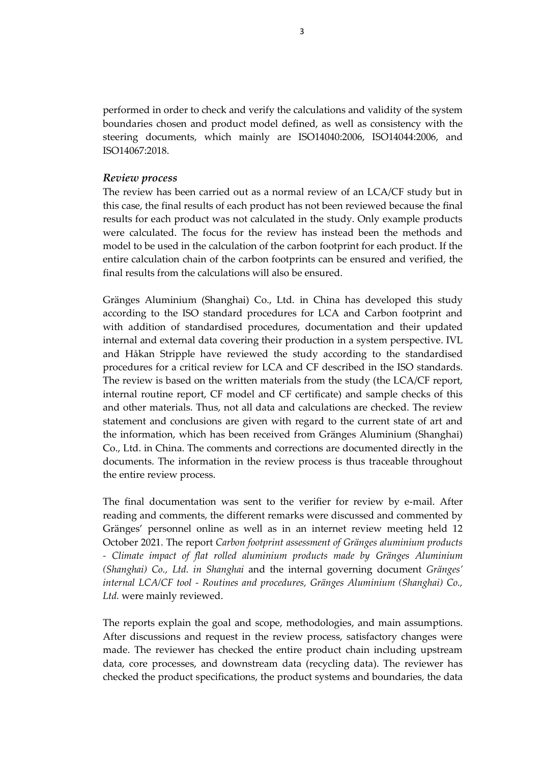performed in order to check and verify the calculations and validity of the system boundaries chosen and product model defined, as well as consistency with the steering documents, which mainly are ISO14040:2006, ISO14044:2006, and ISO14067:2018.

### *Review process*

The review has been carried out as a normal review of an LCA/CF study but in this case, the final results of each product has not been reviewed because the final results for each product was not calculated in the study. Only example products were calculated. The focus for the review has instead been the methods and model to be used in the calculation of the carbon footprint for each product. If the entire calculation chain of the carbon footprints can be ensured and verified, the final results from the calculations will also be ensured.

Gränges Aluminium (Shanghai) Co., Ltd. in China has developed this study according to the ISO standard procedures for LCA and Carbon footprint and with addition of standardised procedures, documentation and their updated internal and external data covering their production in a system perspective. IVL and Håkan Stripple have reviewed the study according to the standardised procedures for a critical review for LCA and CF described in the ISO standards. The review is based on the written materials from the study (the LCA/CF report, internal routine report, CF model and CF certificate) and sample checks of this and other materials. Thus, not all data and calculations are checked. The review statement and conclusions are given with regard to the current state of art and the information, which has been received from Gränges Aluminium (Shanghai) Co., Ltd. in China. The comments and corrections are documented directly in the documents. The information in the review process is thus traceable throughout the entire review process.

The final documentation was sent to the verifier for review by e-mail. After reading and comments, the different remarks were discussed and commented by Gränges' personnel online as well as in an internet review meeting held 12 October 2021. The report *Carbon footprint assessment of Gränges aluminium products - Climate impact of flat rolled aluminium products made by Gränges Aluminium (Shanghai) Co., Ltd. in Shanghai* and the internal governing document *Gränges' internal LCA/CF tool - Routines and procedures, Gränges Aluminium (Shanghai) Co., Ltd.* were mainly reviewed.

The reports explain the goal and scope, methodologies, and main assumptions. After discussions and request in the review process, satisfactory changes were made. The reviewer has checked the entire product chain including upstream data, core processes, and downstream data (recycling data). The reviewer has checked the product specifications, the product systems and boundaries, the data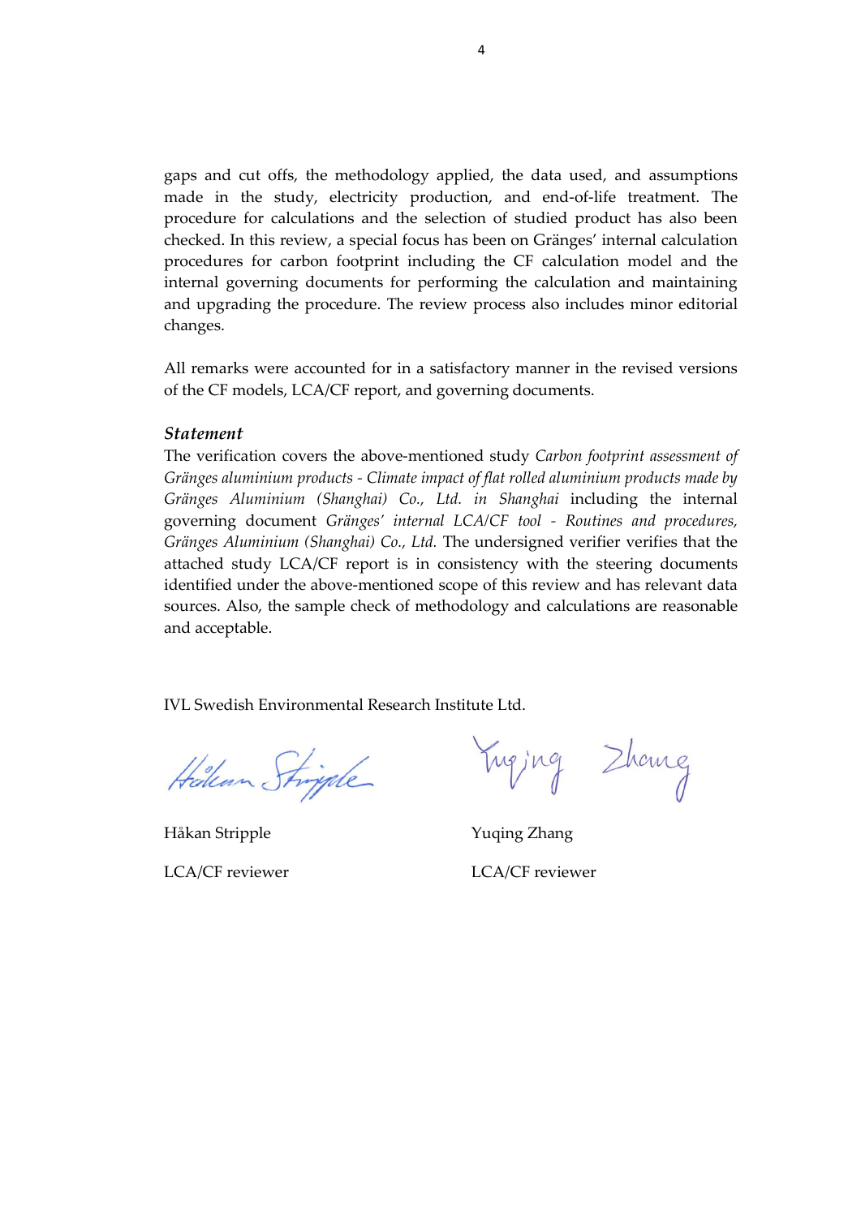gaps and cut offs, the methodology applied, the data used, and assumptions made in the study, electricity production, and end-of-life treatment. The procedure for calculations and the selection of studied product has also been checked. In this review, a special focus has been on Gränges' internal calculation procedures for carbon footprint including the CF calculation model and the internal governing documents for performing the calculation and maintaining and upgrading the procedure. The review process also includes minor editorial changes.

All remarks were accounted for in a satisfactory manner in the revised versions of the CF models, LCA/CF report, and governing documents.

### *Statement*

The verification covers the above-mentioned study *Carbon footprint assessment of Gränges aluminium products - Climate impact of flat rolled aluminium products made by Gränges Aluminium (Shanghai) Co., Ltd. in Shanghai* including the internal governing document *Gränges' internal LCA/CF tool - Routines and procedures, Gränges Aluminium (Shanghai) Co., Ltd.* The undersigned verifier verifies that the attached study LCA/CF report is in consistency with the steering documents identified under the above-mentioned scope of this review and has relevant data sources. Also, the sample check of methodology and calculations are reasonable and acceptable.

IVL Swedish Environmental Research Institute Ltd.

| | |
|---|---|
| Håkan Stripple | Yuqing Zhang |
| LCA/CF reviewer | LCA/CF reviewer |